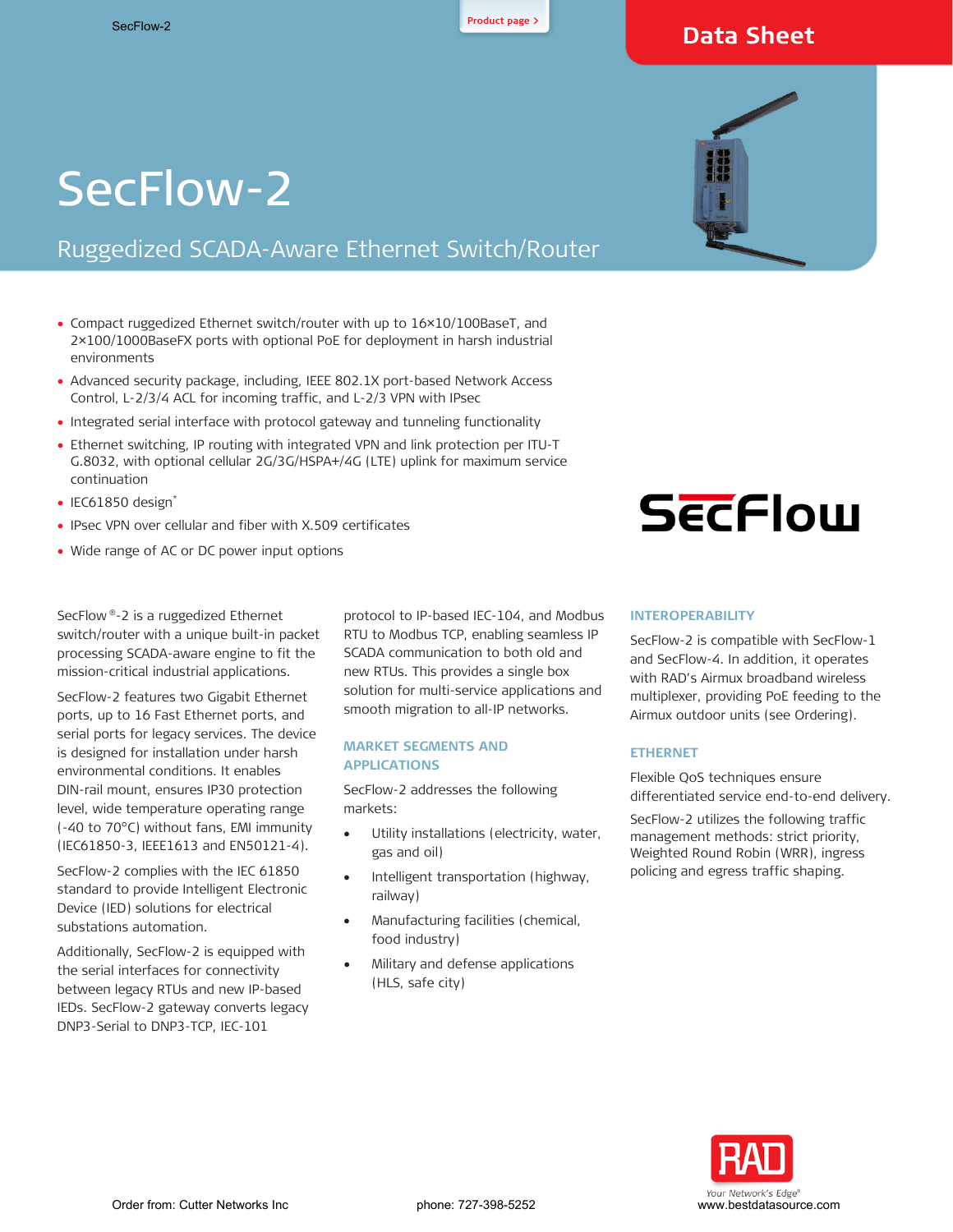Data Sheet

# SecFlow-2

## Ruggedized SCADA-Aware Ethernet Switch/Router

- Compact ruggedized Ethernet switch/router with up to 16×10/100BaseT, and 2×100/1000BaseFX ports with optional PoE for deployment in harsh industrial environments
- Advanced security package, including, IEEE 802.1X port-based Network Access Control, L-2/3/4 ACL for incoming traffic, and L-2/3 VPN with IPsec
- Integrated serial interface with protocol gateway and tunneling functionality
- Ethernet switching, IP routing with integrated VPN and link protection per ITU-T G.8032, with optional cellular 2G/3G/HSPA+/4G (LTE) uplink for maximum service continuation
- IEC61850 design*
- IPsec VPN over cellular and fiber with X.509 certificates
- Wide range of AC or DC power input options

SecFlow®-2 is a ruggedized Ethernet switch/router with a unique built-in packet processing SCADA-aware engine to fit the mission-critical industrial applications.

SecFlow-2 features two Gigabit Ethernet ports, up to 16 Fast Ethernet ports, and serial ports for legacy services. The device is designed for installation under harsh environmental conditions. It enables DIN-rail mount, ensures IP30 protection level, wide temperature operating range (-40 to 70°C) without fans, EMI immunity (IEC61850-3, IEEE1613 and EN50121-4).

SecFlow-2 complies with the IEC 61850 standard to provide Intelligent Electronic Device (IED) solutions for electrical substations automation.

Additionally, SecFlow-2 is equipped with the serial interfaces for connectivity between legacy RTUs and new IP-based IEDs. SecFlow-2 gateway converts legacy DNP3-Serial to DNP3-TCP, IEC-101 protocol to IP-based IEC-104, and Modbus RTU to Modbus TCP, enabling seamless IP SCADA communication to both old and new RTUs. This provides a single box solution for multi-service applications and smooth migration to all-IP networks.

### MARKET SEGMENTS AND APPLICATIONS

SecFlow-2 addresses the following markets:

- Utility installations (electricity, water, gas and oil)
- Intelligent transportation (highway, railway)
- Manufacturing facilities (chemical, food industry)
- Military and defense applications (HLS, safe city)

### INTEROPERABILITY

SecFlow-2 is compatible with SecFlow-1 and SecFlow-4. In addition, it operates with RAD's Airmux broadband wireless multiplexer, providing PoE feeding to the Airmux outdoor units (see Ordering).

### ETHERNET

Flexible QoS techniques ensure differentiated service end-to-end delivery.

SecFlow-2 utilizes the following traffic management methods: strict priority, Weighted Round Robin (WRR), ingress policing and egress traffic shaping.

Order from: Cutter Networks Inc phone: 727-398-5252 www.bestdatasource.com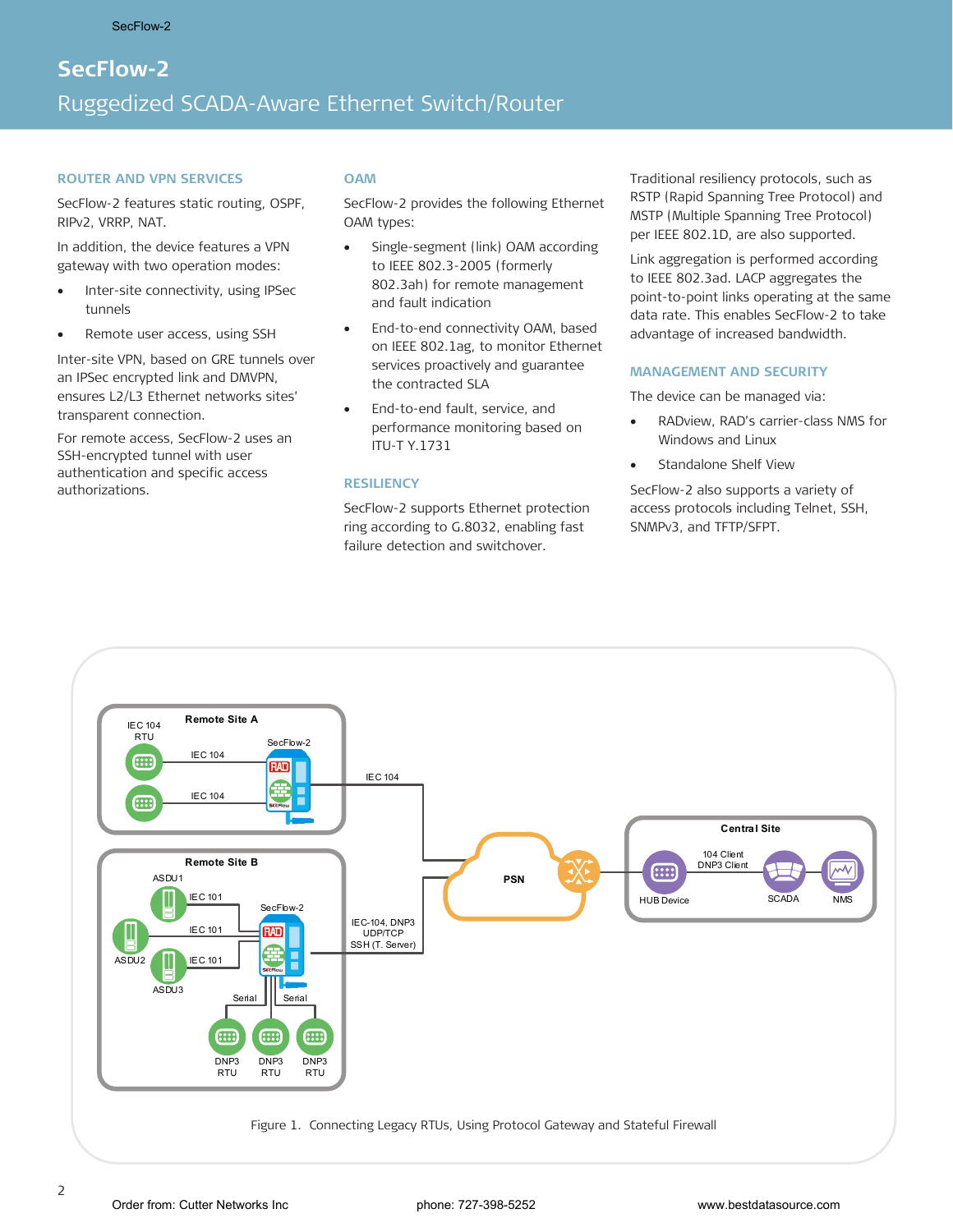# SecFlow-2

## Ruggedized SCADA-Aware Ethernet Switch/Router

### ROUTER AND VPN SERVICES

SecFlow-2 features static routing, OSPF, RIPv2, VRRP, NAT.

In addition, the device features a VPN gateway with two operation modes:

- Inter-site connectivity, using IPSec tunnels
- Remote user access, using SSH

Inter-site VPN, based on GRE tunnels over an IPSec encrypted link and DMVPN, ensures L2/L3 Ethernet networks sites' transparent connection.

For remote access, SecFlow-2 uses an SSH-encrypted tunnel with user authentication and specific access authorizations.

### OAM

SecFlow-2 provides the following Ethernet OAM types:

- Single-segment (link) OAM according to IEEE 802.3-2005 (formerly 802.3ah) for remote management and fault indication
- End-to-end connectivity OAM, based on IEEE 802.1ag, to monitor Ethernet services proactively and guarantee the contracted SLA
- End-to-end fault, service, and performance monitoring based on ITU-T Y.1731

### RESILIENCY

SecFlow-2 supports Ethernet protection ring according to G.8032, enabling fast failure detection and switchover.

Traditional resiliency protocols, such as RSTP (Rapid Spanning Tree Protocol) and MSTP (Multiple Spanning Tree Protocol) per IEEE 802.1D, are also supported.

Link aggregation is performed according to IEEE 802.3ad. LACP aggregates the point-to-point links operating at the same data rate. This enables SecFlow-2 to take advantage of increased bandwidth.

### MANAGEMENT AND SECURITY

The device can be managed via:

- RADview, RAD's carrier-class NMS for Windows and Linux
- Standalone Shelf View

SecFlow-2 also supports a variety of access protocols including Telnet, SSH, SNMPv3, and TFTP/SFPT.

Figure 1. Connecting Legacy RTUs, Using Protocol Gateway and Stateful Firewall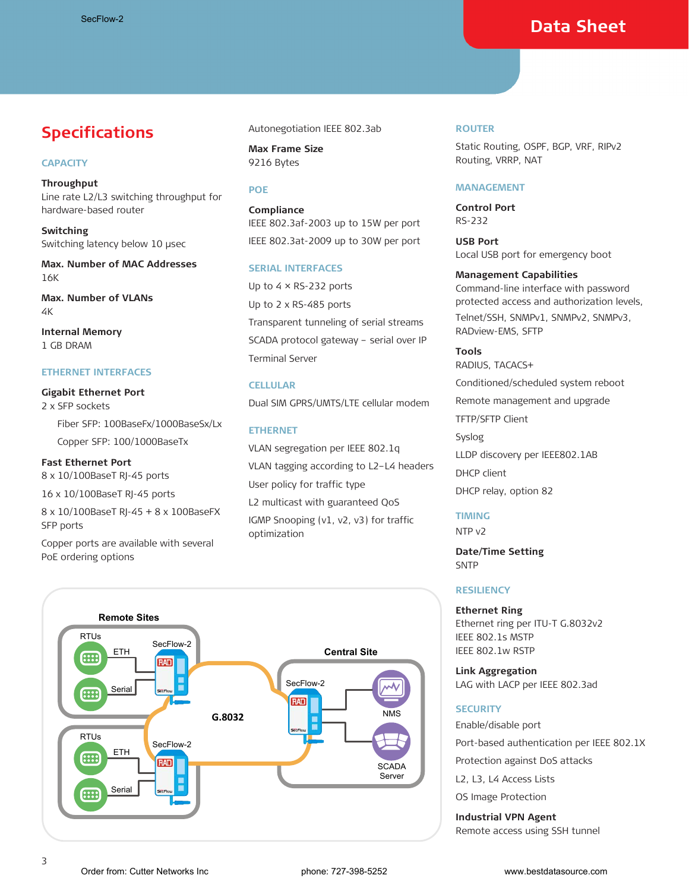## Specifications

### CAPACITY

**Throughput**
Line rate L2/L3 switching throughput for hardware-based router

**Switching**
Switching latency below 10 μsec

**Max. Number of MAC Addresses**
16K

**Max. Number of VLANs**
4K

**Internal Memory**
1 GB DRAM

### ETHERNET INTERFACES

**Gigabit Ethernet Port**
2 x SFP sockets

- Fiber SFP: 100BaseFx/1000BaseSx/Lx
- Copper SFP: 100/1000BaseTx

**Fast Ethernet Port**
8 x 10/100BaseT RJ-45 ports

16 x 10/100BaseT RJ-45 ports

8 x 10/100BaseT RJ-45 + 8 x 100BaseFX SFP ports

Copper ports are available with several PoE ordering options

Autonegotiation IEEE 802.3ab

**Max Frame Size**
9216 Bytes

### POE

**Compliance**
IEEE 802.3af-2003 up to 15W per port

IEEE 802.3at-2009 up to 30W per port

### SERIAL INTERFACES

Up to 4 × RS-232 ports

Up to 2 x RS-485 ports

Transparent tunneling of serial streams

SCADA protocol gateway – serial over IP

Terminal Server

### CELLULAR

Dual SIM GPRS/UMTS/LTE cellular modem

### ETHERNET

VLAN segregation per IEEE 802.1q

VLAN tagging according to L2–L4 headers

User policy for traffic type

L2 multicast with guaranteed QoS

IGMP Snooping (v1, v2, v3) for traffic optimization

### ROUTER

Static Routing, OSPF, BGP, VRF, RIPv2 Routing, VRRP, NAT

### MANAGEMENT

**Control Port**
RS-232

**USB Port**
Local USB port for emergency boot

**Management Capabilities**
Command-line interface with password protected access and authorization levels,

Telnet/SSH, SNMPv1, SNMPv2, SNMPv3, RADview-EMS, SFTP

**Tools**
RADIUS, TACACS+

Conditioned/scheduled system reboot

Remote management and upgrade

TFTP/SFTP Client

Syslog

LLDP discovery per IEEE802.1AB

DHCP client

DHCP relay, option 82

### TIMING

NTP v2

**Date/Time Setting**
SNTP

### RESILIENCY

**Ethernet Ring**
Ethernet ring per ITU-T G.8032v2

IEEE 802.1s MSTP

IEEE 802.1w RSTP

**Link Aggregation**
LAG with LACP per IEEE 802.3ad

### SECURITY

Enable/disable port

Port-based authentication per IEEE 802.1X

Protection against DoS attacks

L2, L3, L4 Access Lists

OS Image Protection

**Industrial VPN Agent**
Remote access using SSH tunnel

Order from: Cutter Networks Inc phone: 727-398-5252 www.bestdatasource.com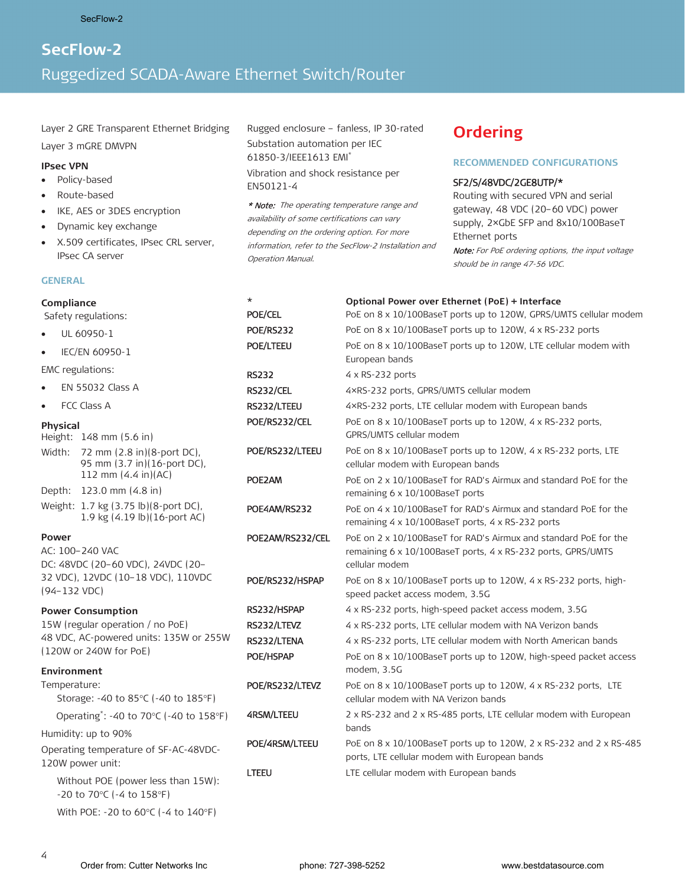# SecFlow-2

## Ruggedized SCADA-Aware Ethernet Switch/Router

Layer 2 GRE Transparent Ethernet Bridging

Layer 3 mGRE DMVPN

**IPsec VPN**

- Policy-based
- Route-based
- IKE, AES or 3DES encryption
- Dynamic key exchange
- X.509 certificates, IPsec CRL server, IPsec CA server

### GENERAL

**Compliance**

Safety regulations:

- UL 60950-1
- IEC/EN 60950-1

EMC regulations:

- EN 55032 Class A
- FCC Class A

**Physical**

Height: 148 mm (5.6 in)

Width: 72 mm (2.8 in)(8-port DC), 95 mm (3.7 in)(16-port DC), 112 mm (4.4 in)(AC)

Depth: 123.0 mm (4.8 in)

Weight: 1.7 kg (3.75 lb)(8-port DC), 1.9 kg (4.19 lb)(16-port AC)

**Power**

AC: 100–240 VAC

DC: 48VDC (20–60 VDC), 24VDC (20–32 VDC), 12VDC (10–18 VDC), 110VDC (94–132 VDC)

**Power Consumption**

15W (regular operation / no PoE)

48 VDC, AC-powered units: 135W or 255W (120W or 240W for PoE)

**Environment**

Temperature:

Storage: -40 to 85°C (-40 to 185°F)

Operating*: -40 to 70°C (-40 to 158°F)

Humidity: up to 90%

Operating temperature of SF-AC-48VDC-120W power unit:

Without POE (power less than 15W): -20 to 70°C (-4 to 158°F)

With POE: -20 to 60°C (-4 to 140°F)

Rugged enclosure – fanless, IP 30-rated

Substation automation per IEC 61850-3/IEEE1613 EMI*

Vibration and shock resistance per EN50121-4

*** Note:** *The operating temperature range and availability of some certifications can vary depending on the ordering option. For more information, refer to the SecFlow-2 Installation and Operation Manual.*

## Ordering

### RECOMMENDED CONFIGURATIONS

**SF2/S/48VDC/2GE8UTP/***

Routing with secured VPN and serial gateway, 48 VDC (20–60 VDC) power supply, 2×GbE SFP and 8x10/100BaseT Ethernet ports

***Note:*** *For PoE ordering options, the input voltage should be in range 47-56 VDC.*

| * | Optional Power over Ethernet (PoE) + Interface |
|---|---|
| POE/CEL | PoE on 8 x 10/100BaseT ports up to 120W, GPRS/UMTS cellular modem |
| POE/RS232 | PoE on 8 x 10/100BaseT ports up to 120W, 4 x RS-232 ports |
| POE/LTEEU | PoE on 8 x 10/100BaseT ports up to 120W, LTE cellular modem with European bands |
| RS232 | 4 x RS-232 ports |
| RS232/CEL | 4×RS-232 ports, GPRS/UMTS cellular modem |
| RS232/LTEEU | 4×RS-232 ports, LTE cellular modem with European bands |
| POE/RS232/CEL | PoE on 8 x 10/100BaseT ports up to 120W, 4 x RS-232 ports, GPRS/UMTS cellular modem |
| POE/RS232/LTEEU | PoE on 8 x 10/100BaseT ports up to 120W, 4 x RS-232 ports, LTE cellular modem with European bands |
| POE2AM | PoE on 2 x 10/100BaseT for RAD's Airmux and standard PoE for the remaining 6 x 10/100BaseT ports |
| POE4AM/RS232 | PoE on 4 x 10/100BaseT for RAD's Airmux and standard PoE for the remaining 4 x 10/100BaseT ports, 4 x RS-232 ports |
| POE2AM/RS232/CEL | PoE on 2 x 10/100BaseT for RAD's Airmux and standard PoE for the remaining 6 x 10/100BaseT ports, 4 x RS-232 ports, GPRS/UMTS cellular modem |
| POE/RS232/HSPAP | PoE on 8 x 10/100BaseT ports up to 120W, 4 x RS-232 ports, high-speed packet access modem, 3.5G |
| RS232/HSPAP | 4 x RS-232 ports, high-speed packet access modem, 3.5G |
| RS232/LTEVZ | 4 x RS-232 ports, LTE cellular modem with NA Verizon bands |
| RS232/LTENA | 4 x RS-232 ports, LTE cellular modem with North American bands |
| POE/HSPAP | PoE on 8 x 10/100BaseT ports up to 120W, high-speed packet access modem, 3.5G |
| POE/RS232/LTEVZ | PoE on 8 x 10/100BaseT ports up to 120W, 4 x RS-232 ports, LTE cellular modem with NA Verizon bands |
| 4RSM/LTEEU | 2 x RS-232 and 2 x RS-485 ports, LTE cellular modem with European bands |
| POE/4RSM/LTEEU | PoE on 8 x 10/100BaseT ports up to 120W, 2 x RS-232 and 2 x RS-485 ports, LTE cellular modem with European bands |
| LTEEU | LTE cellular modem with European bands |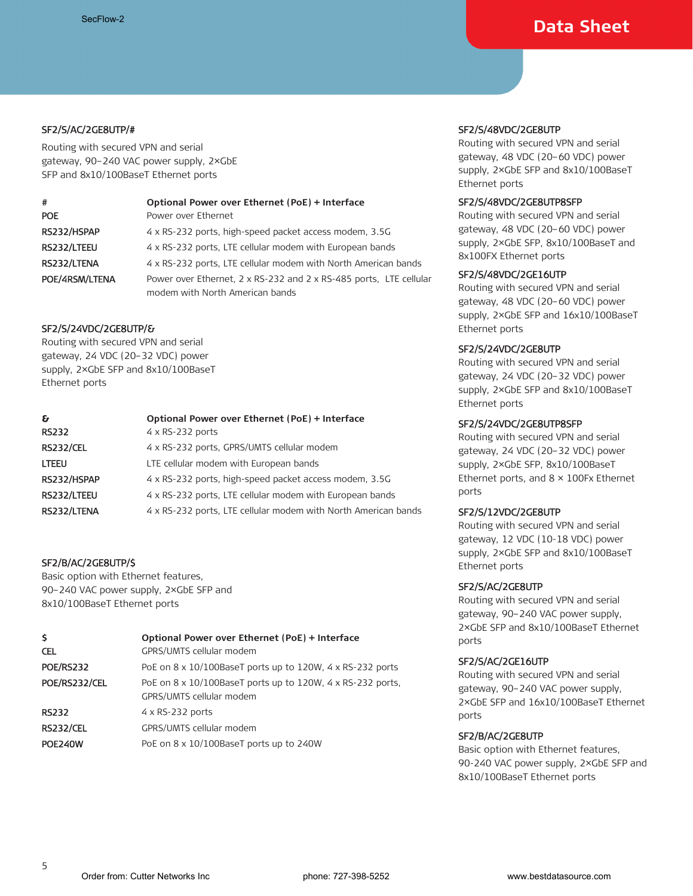### SF2/S/AC/2GE8UTP/#

Routing with secured VPN and serial gateway, 90–240 VAC power supply, 2×GbE SFP and 8x10/100BaseT Ethernet ports

| # | Optional Power over Ethernet (PoE) + Interface |
|---|---|
| POE | Power over Ethernet |
| RS232/HSPAP | 4 x RS-232 ports, high-speed packet access modem, 3.5G |
| RS232/LTEEU | 4 x RS-232 ports, LTE cellular modem with European bands |
| RS232/LTENA | 4 x RS-232 ports, LTE cellular modem with North American bands |
| POE/4RSM/LTENA | Power over Ethernet, 2 x RS-232 and 2 x RS-485 ports, LTE cellular modem with North American bands |

### SF2/S/24VDC/2GE8UTP/&

Routing with secured VPN and serial gateway, 24 VDC (20–32 VDC) power supply, 2×GbE SFP and 8x10/100BaseT Ethernet ports

| & | Optional Power over Ethernet (PoE) + Interface |
|---|---|
| RS232 | 4 x RS-232 ports |
| RS232/CEL | 4 x RS-232 ports, GPRS/UMTS cellular modem |
| LTEEU | LTE cellular modem with European bands |
| RS232/HSPAP | 4 x RS-232 ports, high-speed packet access modem, 3.5G |
| RS232/LTEEU | 4 x RS-232 ports, LTE cellular modem with European bands |
| RS232/LTENA | 4 x RS-232 ports, LTE cellular modem with North American bands |

### SF2/B/AC/2GE8UTP/$

Basic option with Ethernet features, 90–240 VAC power supply, 2×GbE SFP and 8x10/100BaseT Ethernet ports

| $ | Optional Power over Ethernet (PoE) + Interface |
|---|---|
| CEL | GPRS/UMTS cellular modem |
| POE/RS232 | PoE on 8 x 10/100BaseT ports up to 120W, 4 x RS-232 ports |
| POE/RS232/CEL | PoE on 8 x 10/100BaseT ports up to 120W, 4 x RS-232 ports, GPRS/UMTS cellular modem |
| RS232 | 4 x RS-232 ports |
| RS232/CEL | GPRS/UMTS cellular modem |
| POE240W | PoE on 8 x 10/100BaseT ports up to 240W |

### SF2/S/48VDC/2GE8UTP

Routing with secured VPN and serial gateway, 48 VDC (20–60 VDC) power supply, 2×GbE SFP and 8x10/100BaseT Ethernet ports

### SF2/S/48VDC/2GE8UTP8SFP

Routing with secured VPN and serial gateway, 48 VDC (20–60 VDC) power supply, 2×GbE SFP, 8x10/100BaseT and 8x100FX Ethernet ports

### SF2/S/48VDC/2GE16UTP

Routing with secured VPN and serial gateway, 48 VDC (20–60 VDC) power supply, 2×GbE SFP and 16x10/100BaseT Ethernet ports

### SF2/S/24VDC/2GE8UTP

Routing with secured VPN and serial gateway, 24 VDC (20–32 VDC) power supply, 2×GbE SFP and 8x10/100BaseT Ethernet ports

### SF2/S/24VDC/2GE8UTP8SFP

Routing with secured VPN and serial gateway, 24 VDC (20–32 VDC) power supply, 2×GbE SFP, 8x10/100BaseT Ethernet ports, and 8 × 100Fx Ethernet ports

### SF2/S/12VDC/2GE8UTP

Routing with secured VPN and serial gateway, 12 VDC (10-18 VDC) power supply, 2×GbE SFP and 8x10/100BaseT Ethernet ports

### SF2/S/AC/2GE8UTP

Routing with secured VPN and serial gateway, 90–240 VAC power supply, 2×GbE SFP and 8x10/100BaseT Ethernet ports

### SF2/S/AC/2GE16UTP

Routing with secured VPN and serial gateway, 90–240 VAC power supply, 2×GbE SFP and 16x10/100BaseT Ethernet ports

### SF2/B/AC/2GE8UTP

Basic option with Ethernet features, 90-240 VAC power supply, 2×GbE SFP and 8x10/100BaseT Ethernet ports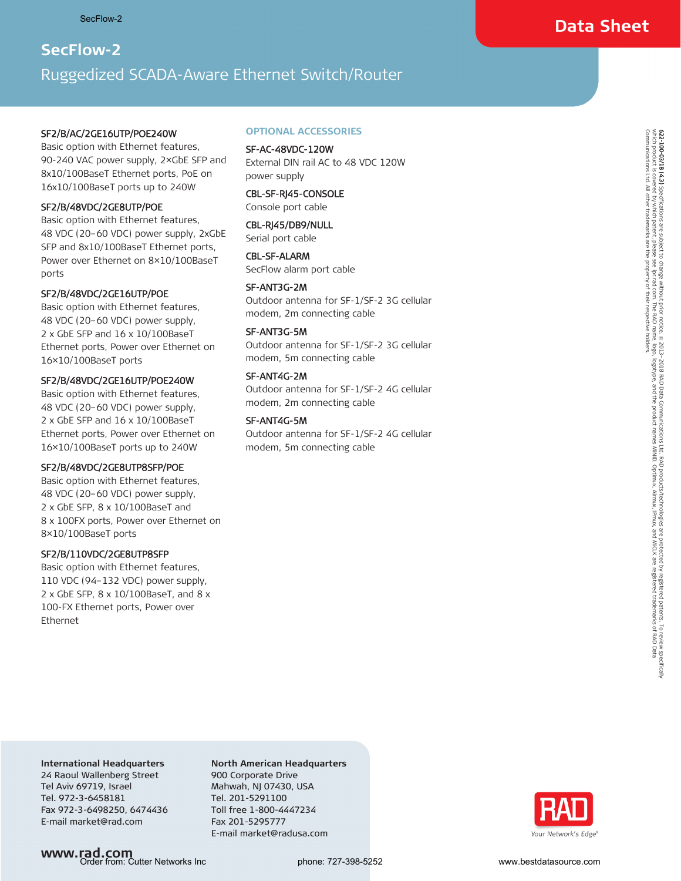**SF2/B/AC/2GE16UTP/POE240W**
Basic option with Ethernet features, 90-240 VAC power supply, 2×GbE SFP and 8x10/100BaseT Ethernet ports, PoE on 16x10/100BaseT ports up to 240W

**SF2/B/48VDC/2GE8UTP/POE**
Basic option with Ethernet features, 48 VDC (20–60 VDC) power supply, 2xGbE SFP and 8x10/100BaseT Ethernet ports, Power over Ethernet on 8×10/100BaseT ports

**SF2/B/48VDC/2GE16UTP/POE**
Basic option with Ethernet features, 48 VDC (20–60 VDC) power supply, 2 x GbE SFP and 16 x 10/100BaseT Ethernet ports, Power over Ethernet on 16×10/100BaseT ports

**SF2/B/48VDC/2GE16UTP/POE240W**
Basic option with Ethernet features, 48 VDC (20–60 VDC) power supply, 2 x GbE SFP and 16 x 10/100BaseT Ethernet ports, Power over Ethernet on 16×10/100BaseT ports up to 240W

**SF2/B/48VDC/2GE8UTP8SFP/POE**
Basic option with Ethernet features, 48 VDC (20–60 VDC) power supply, 2 x GbE SFP, 8 x 10/100BaseT and 8 x 100FX ports, Power over Ethernet on 8×10/100BaseT ports

**SF2/B/110VDC/2GE8UTP8SFP**
Basic option with Ethernet features, 110 VDC (94–132 VDC) power supply, 2 x GbE SFP, 8 x 10/100BaseT, and 8 x 100-FX Ethernet ports, Power over Ethernet

## OPTIONAL ACCESSORIES

**SF-AC-48VDC-120W**
External DIN rail AC to 48 VDC 120W power supply

**CBL-SF-RJ45-CONSOLE**
Console port cable

**CBL-RJ45/DB9/NULL**
Serial port cable

**CBL-SF-ALARM**
SecFlow alarm port cable

**SF-ANT3G-2M**
Outdoor antenna for SF-1/SF-2 3G cellular modem, 2m connecting cable

**SF-ANT3G-5M**
Outdoor antenna for SF-1/SF-2 3G cellular modem, 5m connecting cable

**SF-ANT4G-2M**
Outdoor antenna for SF-1/SF-2 4G cellular modem, 2m connecting cable

**SF-ANT4G-5M**
Outdoor antenna for SF-1/SF-2 4G cellular modem, 5m connecting cable

**622-100-03/18 (4.3)** Specifications are subject to change without prior notice. © 2013–2018 RAD Data Communications Ltd. RAD products/technologies are protected by registered patents. To review specifically which product is covered by which patent, please see ipr.rad.com. The RAD name, logo, logotype, and the product names MiNID, Optimux, Airmux, IPmux, and MiCLK are registered trademarks of RAD Data Communications Ltd. All other trademarks are the property of their respective holders.

**International Headquarters**
24 Raoul Wallenberg Street
Tel Aviv 69719, Israel
Tel. 972-3-6458181
Fax 972-3-6498250, 6474436
E-mail market@rad.com

**North American Headquarters**
900 Corporate Drive
Mahwah, NJ 07430, USA
Tel. 201-5291100
Toll free 1-800-4447234
Fax 201-5295777
E-mail market@radusa.com

**www.rad.com**

Your Network's Edge

Order from: Cutter Networks Inc phone: 727-398-5252 www.bestdatasource.com